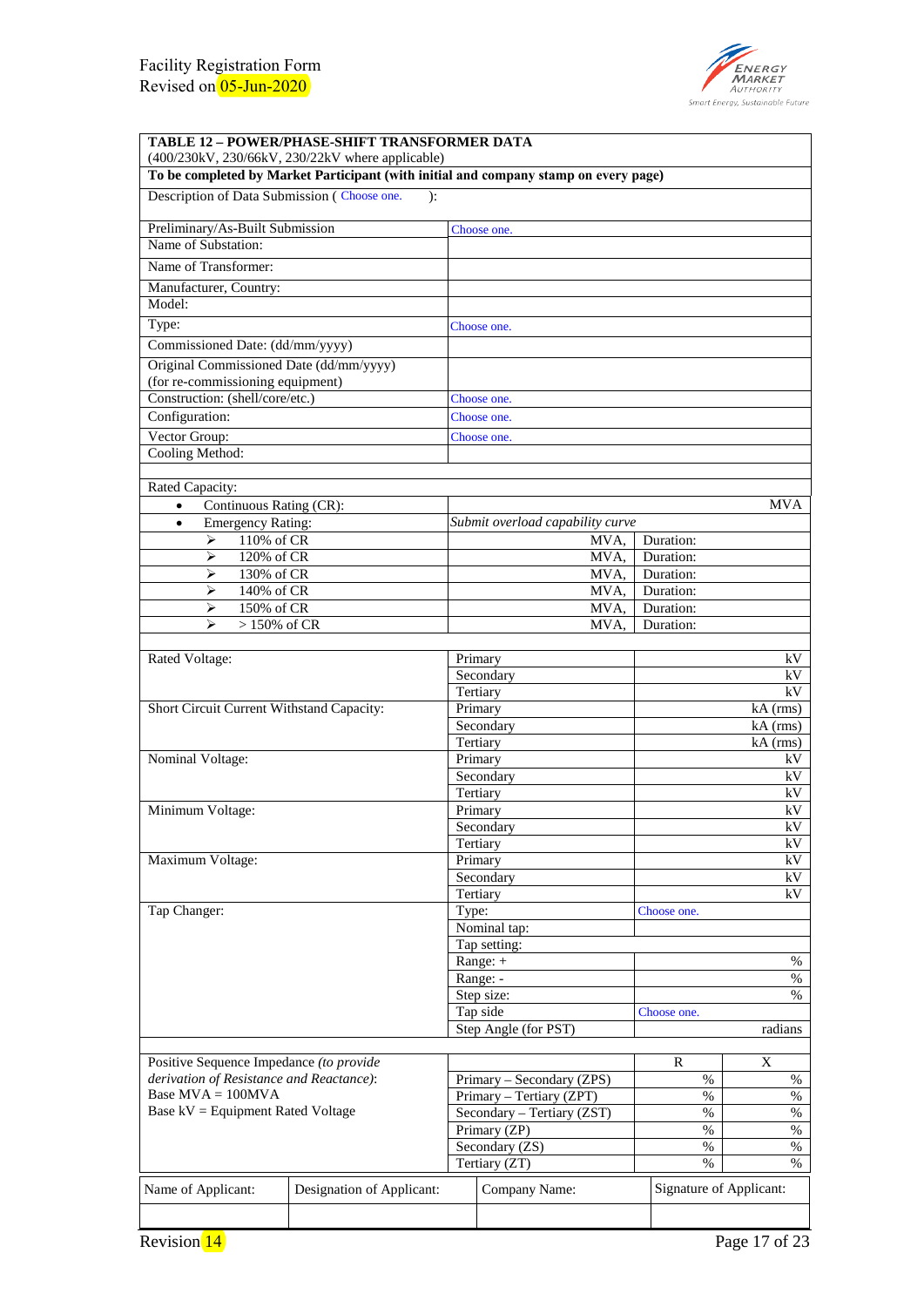| TABLE 12 – POWER/PHASE-SHIFT TRANSFORMER DATA (400/230kV, 230/66kV, 230/22kV where applicable) | | | |
|---|---|---|---|
| **To be completed by Market Participant (with initial and company stamp on every page)** | | | |
| Description of Data Submission ( Choose one. ): | | | |
| Preliminary/As-Built Submission | Choose one. | | |
| Name of Substation: | | | |
| Name of Transformer: | | | |
| Manufacturer, Country: | | | |
| Model: | | | |
| Type: | Choose one. | | |
| Commissioned Date: (dd/mm/yyyy) | | | |
| Original Commissioned Date (dd/mm/yyyy) (for re-commissioning equipment) | | | |
| Construction: (shell/core/etc.) | Choose one. | | |
| Configuration: | Choose one. | | |
| Vector Group: | Choose one. | | |
| Cooling Method: | | | |
| | | | |
| Rated Capacity: | | | |
| • Continuous Rating (CR): | | | MVA |
| • Emergency Rating: | *Submit overload capability curve* | | |
| ➢ 110% of CR | MVA, | Duration: | |
| ➢ 120% of CR | MVA, | Duration: | |
| ➢ 130% of CR | MVA, | Duration: | |
| ➢ 140% of CR | MVA, | Duration: | |
| ➢ 150% of CR | MVA, | Duration: | |
| ➢ > 150% of CR | MVA, | Duration: | |
| | | | |
| Rated Voltage: | Primary | | kV |
| | Secondary | | kV |
| | Tertiary | | kV |
| Short Circuit Current Withstand Capacity: | Primary | | kA (rms) |
| | Secondary | | kA (rms) |
| | Tertiary | | kA (rms) |
| Nominal Voltage: | Primary | | kV |
| | Secondary | | kV |
| | Tertiary | | kV |
| Minimum Voltage: | Primary | | kV |
| | Secondary | | kV |
| | Tertiary | | kV |
| Maximum Voltage: | Primary | | kV |
| | Secondary | | kV |
| | Tertiary | | kV |
| Tap Changer: | Type: | Choose one. | |
| | Nominal tap: | | |
| | Tap setting: | | |
| | Range: + | | % |
| | Range: - | | % |
| | Step size: | | % |
| | Tap side | Choose one. | |
| | Step Angle (for PST) | | radians |
| | | | |
| Positive Sequence Impedance *(to provide derivation of Resistance and Reactance)*: Base MVA = 100MVA Base kV = Equipment Rated Voltage | | R | X |
| | Primary – Secondary (ZPS) | % | % |
| | Primary – Tertiary (ZPT) | % | % |
| | Secondary – Tertiary (ZST) | % | % |
| | Primary (ZP) | % | % |
| | Secondary (ZS) | % | % |
| | Tertiary (ZT) | % | % |

| Name of Applicant: | Designation of Applicant: | Company Name: | Signature of Applicant: |
|---|---|---|---|
| | | | |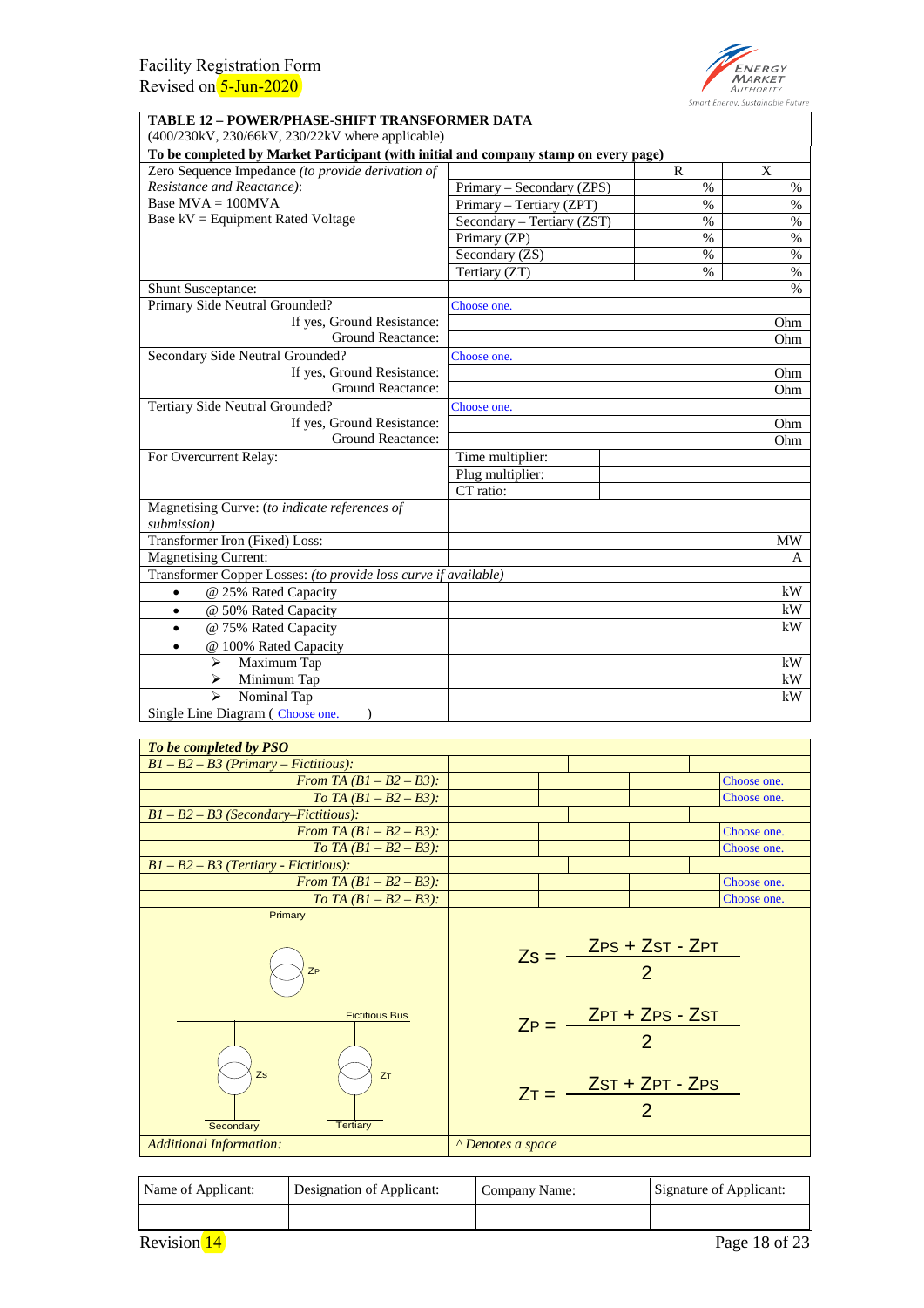| | | | |
|---|---|---|---|
| **TABLE 12 – POWER/PHASE-SHIFT TRANSFORMER DATA** (400/230kV, 230/66kV, 230/22kV where applicable) | | | |
| **To be completed by Market Participant (with initial and company stamp on every page)** | | | |
| Zero Sequence Impedance *(to provide derivation of Resistance and Reactance)*: Base MVA = 100MVA Base kV = Equipment Rated Voltage | | R | X |
| | Primary – Secondary (ZPS) | % | % |
| | Primary – Tertiary (ZPT) | % | % |
| | Secondary – Tertiary (ZST) | % | % |
| | Primary (ZP) | % | % |
| | Secondary (ZS) | % | % |
| | Tertiary (ZT) | % | % |
| Shunt Susceptance: | | | % |
| Primary Side Neutral Grounded? | Choose one. | | |
| If yes, Ground Resistance: | | | Ohm |
| Ground Reactance: | | | Ohm |
| Secondary Side Neutral Grounded? | Choose one. | | |
| If yes, Ground Resistance: | | | Ohm |
| Ground Reactance: | | | Ohm |
| Tertiary Side Neutral Grounded? | Choose one. | | |
| If yes, Ground Resistance: | | | Ohm |
| Ground Reactance: | | | Ohm |
| For Overcurrent Relay: | Time multiplier: | | |
| | Plug multiplier: | | |
| | CT ratio: | | |
| Magnetising Curve: *(to indicate references of submission)* | | | |
| Transformer Iron (Fixed) Loss: | | | MW |
| Magnetising Current: | | | A |
| Transformer Copper Losses: *(to provide loss curve if available)* | | | |
| • @ 25% Rated Capacity | | | kW |
| • @ 50% Rated Capacity | | | kW |
| • @ 75% Rated Capacity | | | kW |
| • @ 100% Rated Capacity | | | |
| ➢ Maximum Tap | | | kW |
| ➢ Minimum Tap | | | kW |
| ➢ Nominal Tap | | | kW |
| Single Line Diagram ( Choose one. ) | | | |

| | | | | |
|---|---|---|---|---|
| ***To be completed by PSO*** | | | | |
| *B1 – B2 – B3 (Primary – Fictitious):* | | | | |
| *From TA (B1 – B2 – B3):* | | | | Choose one. |
| *To TA (B1 – B2 – B3):* | | | | Choose one. |
| *B1 – B2 – B3 (Secondary–Fictitious):* | | | | |
| *From TA (B1 – B2 – B3):* | | | | Choose one. |
| *To TA (B1 – B2 – B3):* | | | | Choose one. |
| *B1 – B2 – B3 (Tertiary - Fictitious):* | | | | |
| *From TA (B1 – B2 – B3):* | | | | Choose one. |
| *To TA (B1 – B2 – B3):* | | | | Choose one. |

Primary

ZP

Fictitious Bus

ZS

ZT

Secondary

Tertiary

$$Z_S = \frac{Z_{PS} + Z_{ST} - Z_{PT}}{2}$$

$$Z_P = \frac{Z_{PT} + Z_{PS} - Z_{ST}}{2}$$

$$Z_T = \frac{Z_{ST} + Z_{PT} - Z_{PS}}{2}$$

*Additional Information:* | *^ Denotes a space*

| Name of Applicant: | Designation of Applicant: | Company Name: | Signature of Applicant: |
|---|---|---|---|
| | | | |